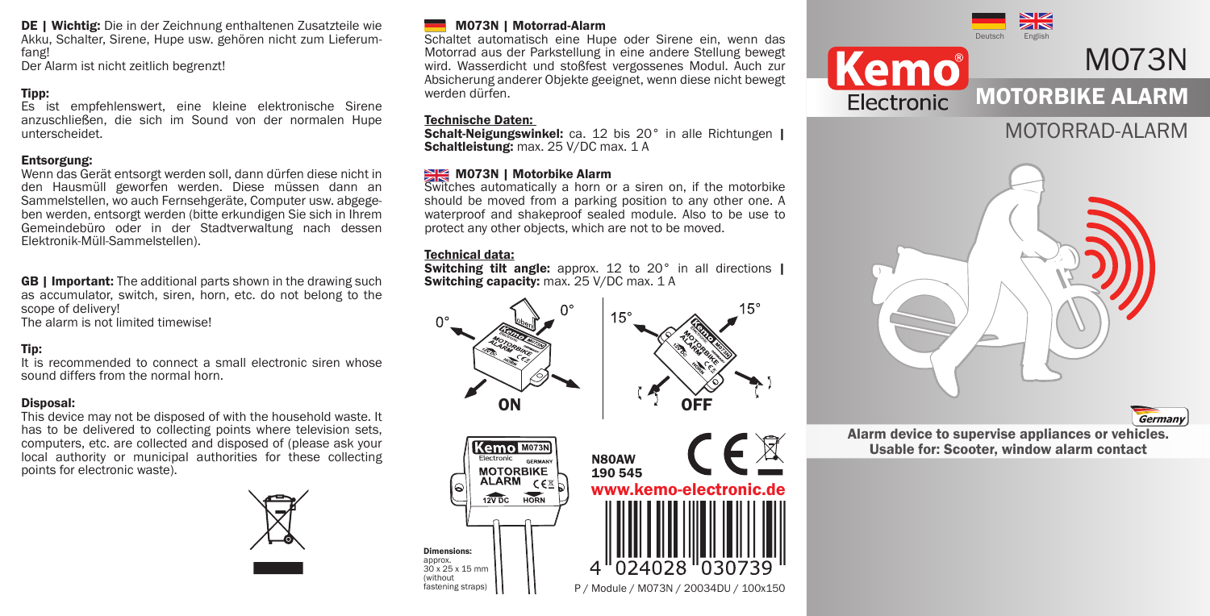**DE | Wichtig:** Die in der Zeichnung enthaltenen Zusatzteile wie Akku, Schalter, Sirene, Hupe usw. gehören nicht zum Lieferumfang!

Der Alarm ist nicht zeitlich begrenzt!

**Tipp:**

Es ist empfehlenswert, eine kleine elektronische Sirene anzuschließen, die sich im Sound von der normalen Hupe unterscheidet.

**Entsorgung:**

Wenn das Gerät entsorgt werden soll, dann dürfen diese nicht in den Hausmüll geworfen werden. Diese müssen dann an Sammelstellen, wo auch Fernsehgeräte, Computer usw. abgegeben werden, entsorgt werden (bitte erkundigen Sie sich in Ihrem Gemeindebüro oder in der Stadtverwaltung nach dessen Elektronik-Müll-Sammelstellen).

**GB | Important:** The additional parts shown in the drawing such as accumulator, switch, siren, horn, etc. do not belong to the scope of delivery!

The alarm is not limited timewise!

**Tip:**

It is recommended to connect a small electronic siren whose sound differs from the normal horn.

**Disposal:**

This device may not be disposed of with the household waste. It has to be delivered to collecting points where television sets, computers, etc. are collected and disposed of (please ask your local authority or municipal authorities for these collecting points for electronic waste).

## M073N | Motorrad-Alarm

Schaltet automatisch eine Hupe oder Sirene ein, wenn das Motorrad aus der Parkstellung in eine andere Stellung bewegt wird. Wasserdicht und stoßfest vergossenes Modul. Auch zur Absicherung anderer Objekte geeignet, wenn diese nicht bewegt werden dürfen.

**Technische Daten:**

**Schalt-Neigungswinkel:** ca. 12 bis 20° in alle Richtungen | **Schaltleistung:** max. 25 V/DC max. 1 A

## M073N | Motorbike Alarm

Switches automatically a horn or a siren on, if the motorbike should be moved from a parking position to any other one. A waterproof and shakeproof sealed module. Also to be use to protect any other objects, which are not to be moved.

**Technical data:**

**Switching tilt angle:** approx. 12 to 20° in all directions | **Switching capacity:** max. 25 V/DC max. 1 A

0° 0° ON

15° 15° OFF

**Dimensions:** approx. 30 x 25 x 15 mm (without fastening straps)

N80AW
190 545

www.kemo-electronic.de

4 024028 030739

P / Module / M073N / 20034DU / 100x150

Deutsch English

# M073N

## MOTORBIKE ALARM

## MOTORRAD-ALARM

**Alarm device to supervise appliances or vehicles. Usable for: Scooter, window alarm contact**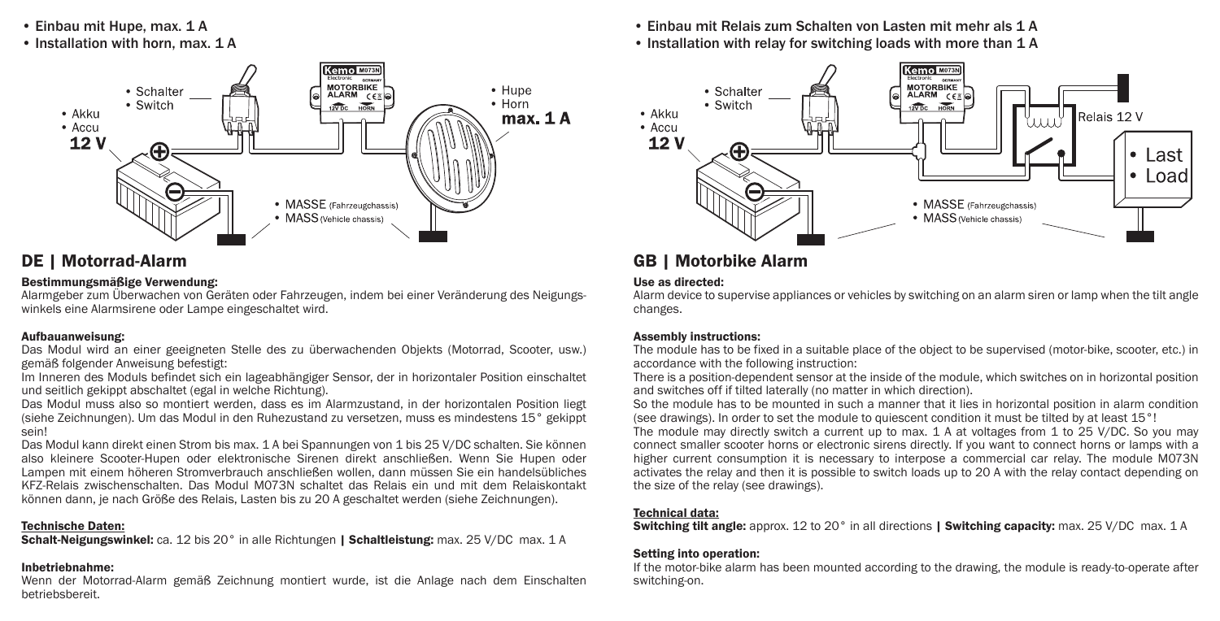- Einbau mit Hupe, max. 1 A
- Installation with horn, max. 1 A

- Einbau mit Relais zum Schalten von Lasten mit mehr als 1 A
- Installation with relay for switching loads with more than 1 A

## DE | Motorrad-Alarm

**Bestimmungsmäßige Verwendung:**

Alarmgeber zum Überwachen von Geräten oder Fahrzeugen, indem bei einer Veränderung des Neigungswinkels eine Alarmsirene oder Lampe eingeschaltet wird.

**Aufbauanweisung:**

Das Modul wird an einer geeigneten Stelle des zu überwachenden Objekts (Motorrad, Scooter, usw.) gemäß folgender Anweisung befestigt:

Im Inneren des Moduls befindet sich ein lageabhängiger Sensor, der in horizontaler Position einschaltet und seitlich gekippt abschaltet (egal in welche Richtung).

Das Modul muss also so montiert werden, dass es im Alarmzustand, in der horizontalen Position liegt (siehe Zeichnungen). Um das Modul in den Ruhezustand zu versetzen, muss es mindestens 15° gekippt sein!

Das Modul kann direkt einen Strom bis max. 1 A bei Spannungen von 1 bis 25 V/DC schalten. Sie können also kleinere Scooter-Hupen oder elektronische Sirenen direkt anschließen. Wenn Sie Hupen oder Lampen mit einem höheren Stromverbrauch anschließen wollen, dann müssen Sie ein handelsübliches KFZ-Relais zwischenschalten. Das Modul M073N schaltet das Relais ein und mit dem Relaiskontakt können dann, je nach Größe des Relais, Lasten bis zu 20 A geschaltet werden (siehe Zeichnungen).

**Technische Daten:**

**Schalt-Neigungswinkel:** ca. 12 bis 20° in alle Richtungen | **Schaltleistung:** max. 25 V/DC max. 1 A

**Inbetriebnahme:**

Wenn der Motorrad-Alarm gemäß Zeichnung montiert wurde, ist die Anlage nach dem Einschalten betriebsbereit.

## GB | Motorbike Alarm

**Use as directed:**

Alarm device to supervise appliances or vehicles by switching on an alarm siren or lamp when the tilt angle changes.

**Assembly instructions:**

The module has to be fixed in a suitable place of the object to be supervised (motor-bike, scooter, etc.) in accordance with the following instruction:

There is a position-dependent sensor at the inside of the module, which switches on in horizontal position and switches off if tilted laterally (no matter in which direction).

So the module has to be mounted in such a manner that it lies in horizontal position in alarm condition (see drawings). In order to set the module to quiescent condition it must be tilted by at least 15°!

The module may directly switch a current up to max. 1 A at voltages from 1 to 25 V/DC. So you may connect smaller scooter horns or electronic sirens directly. If you want to connect horns or lamps with a higher current consumption it is necessary to interpose a commercial car relay. The module M073N activates the relay and then it is possible to switch loads up to 20 A with the relay contact depending on the size of the relay (see drawings).

**Technical data:**

**Switching tilt angle:** approx. 12 to 20° in all directions | **Switching capacity:** max. 25 V/DC max. 1 A

**Setting into operation:**

If the motor-bike alarm has been mounted according to the drawing, the module is ready-to-operate after switching-on.